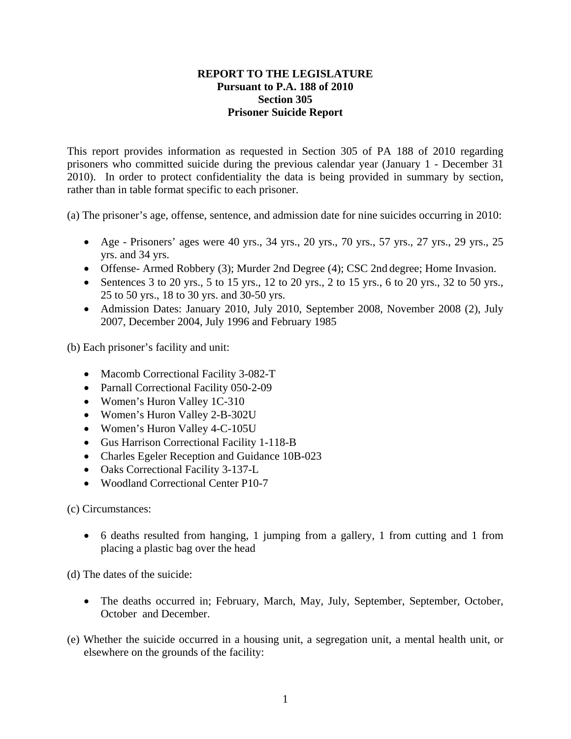**REPORT TO THE LEGISLATURE**
**Pursuant to P.A. 188 of 2010**
**Section 305**
**Prisoner Suicide Report**

This report provides information as requested in Section 305 of PA 188 of 2010 regarding prisoners who committed suicide during the previous calendar year (January 1 - December 31 2010). In order to protect confidentiality the data is being provided in summary by section, rather than in table format specific to each prisoner.

(a) The prisoner's age, offense, sentence, and admission date for nine suicides occurring in 2010:

- Age - Prisoners' ages were 40 yrs., 34 yrs., 20 yrs., 70 yrs., 57 yrs., 27 yrs., 29 yrs., 25 yrs. and 34 yrs.
- Offense- Armed Robbery (3); Murder 2nd Degree (4); CSC 2nd degree; Home Invasion.
- Sentences 3 to 20 yrs., 5 to 15 yrs., 12 to 20 yrs., 2 to 15 yrs., 6 to 20 yrs., 32 to 50 yrs., 25 to 50 yrs., 18 to 30 yrs. and 30-50 yrs.
- Admission Dates: January 2010, July 2010, September 2008, November 2008 (2), July 2007, December 2004, July 1996 and February 1985

(b) Each prisoner's facility and unit:

- Macomb Correctional Facility 3-082-T
- Parnall Correctional Facility 050-2-09
- Women's Huron Valley 1C-310
- Women's Huron Valley 2-B-302U
- Women's Huron Valley 4-C-105U
- Gus Harrison Correctional Facility 1-118-B
- Charles Egeler Reception and Guidance 10B-023
- Oaks Correctional Facility 3-137-L
- Woodland Correctional Center P10-7

(c) Circumstances:

- 6 deaths resulted from hanging, 1 jumping from a gallery, 1 from cutting and 1 from placing a plastic bag over the head

(d) The dates of the suicide:

- The deaths occurred in; February, March, May, July, September, September, October, October and December.

(e) Whether the suicide occurred in a housing unit, a segregation unit, a mental health unit, or elsewhere on the grounds of the facility: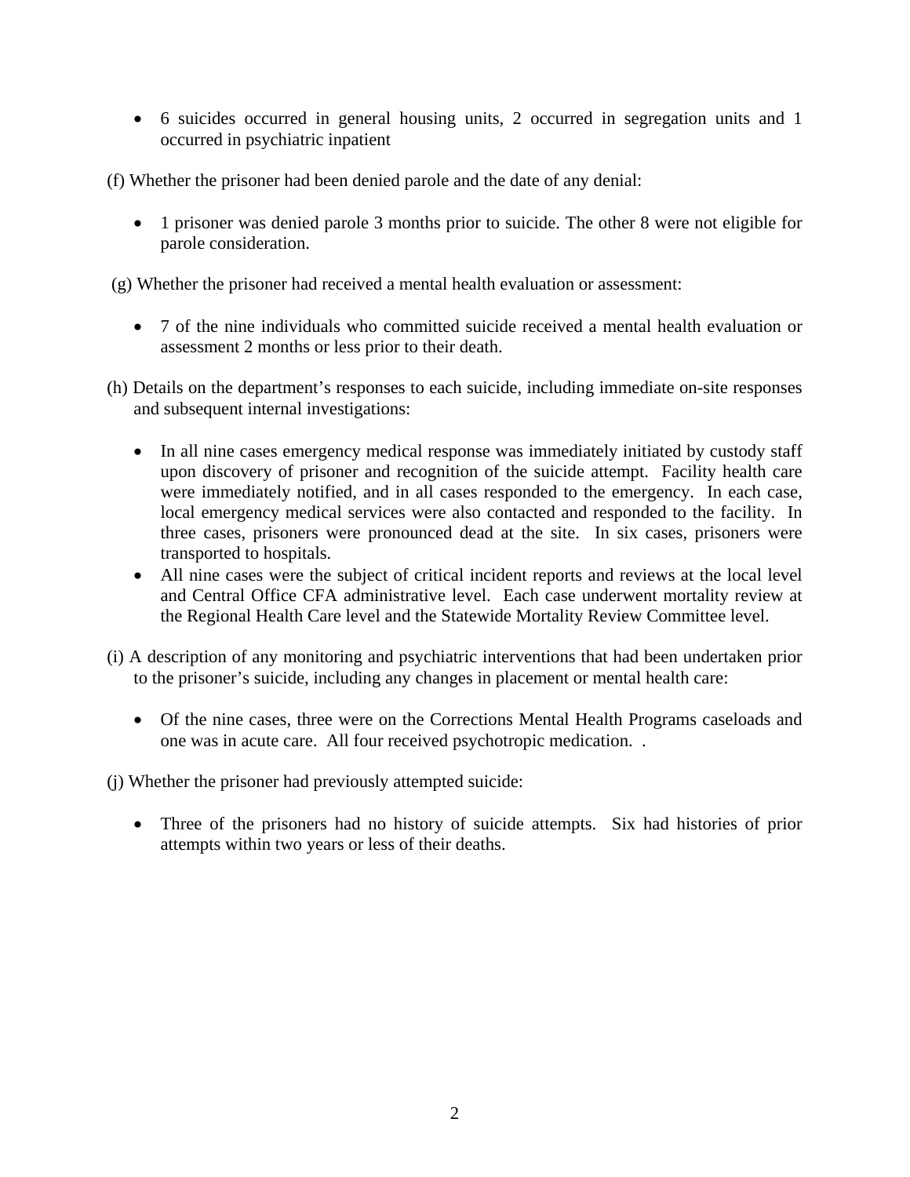- 6 suicides occurred in general housing units, 2 occurred in segregation units and 1 occurred in psychiatric inpatient

(f) Whether the prisoner had been denied parole and the date of any denial:

- 1 prisoner was denied parole 3 months prior to suicide. The other 8 were not eligible for parole consideration.

(g) Whether the prisoner had received a mental health evaluation or assessment:

- 7 of the nine individuals who committed suicide received a mental health evaluation or assessment 2 months or less prior to their death.

(h) Details on the department's responses to each suicide, including immediate on-site responses and subsequent internal investigations:

- In all nine cases emergency medical response was immediately initiated by custody staff upon discovery of prisoner and recognition of the suicide attempt. Facility health care were immediately notified, and in all cases responded to the emergency. In each case, local emergency medical services were also contacted and responded to the facility. In three cases, prisoners were pronounced dead at the site. In six cases, prisoners were transported to hospitals.
- All nine cases were the subject of critical incident reports and reviews at the local level and Central Office CFA administrative level. Each case underwent mortality review at the Regional Health Care level and the Statewide Mortality Review Committee level.

(i) A description of any monitoring and psychiatric interventions that had been undertaken prior to the prisoner's suicide, including any changes in placement or mental health care:

- Of the nine cases, three were on the Corrections Mental Health Programs caseloads and one was in acute care. All four received psychotropic medication. .

(j) Whether the prisoner had previously attempted suicide:

- Three of the prisoners had no history of suicide attempts. Six had histories of prior attempts within two years or less of their deaths.